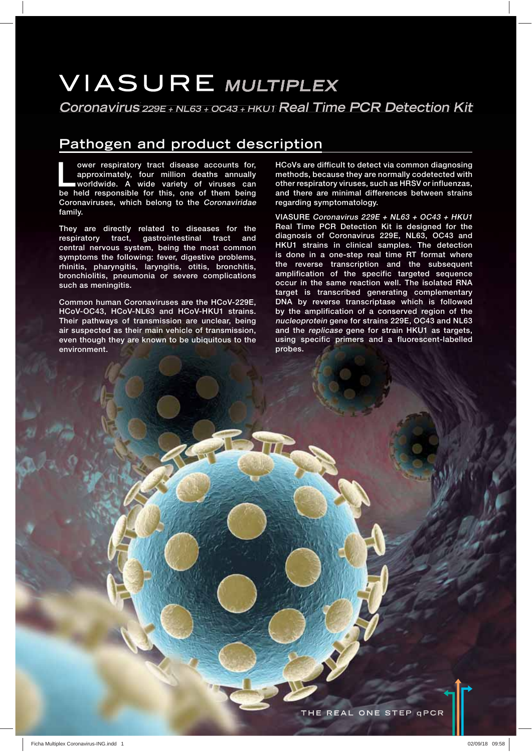# VIASURE *MULTIPLEX*

## *Coronavirus 229E + NL63 + OC43 + HKU1 Real Time PCR Detection Kit*

## Pathogen and product description

Lower respiratory tract disease accounts for, approximately, four million deaths annually worldwide. A wide variety of viruses can be held responsible for this, one of them being Coronaviruses, which belong to the *Coronaviridae* family.

They are directly related to diseases for the respiratory tract, gastrointestinal tract and central nervous system, being the most common symptoms the following: fever, digestive problems, rhinitis, pharyngitis, laryngitis, otitis, bronchitis, bronchiolitis, pneumonia or severe complications such as meningitis.

Common human Coronaviruses are the HCoV-229E, HCoV-OC43, HCoV-NL63 and HCoV-HKU1 strains. Their pathways of transmission are unclear, being air suspected as their main vehicle of transmission, even though they are known to be ubiquitous to the environment.

HCoVs are difficult to detect via common diagnosing methods, because they are normally codetected with other respiratory viruses, such as HRSV or influenzas, and there are minimal differences between strains regarding symptomatology.

VIASURE *Coronavirus 229E + NL63 + OC43 + HKU1* Real Time PCR Detection Kit is designed for the diagnosis of Coronavirus 229E, NL63, OC43 and HKU1 strains in clinical samples. The detection is done in a one-step real time RT format where the reverse transcription and the subsequent amplification of the specific targeted sequence occur in the same reaction well. The isolated RNA target is transcribed generating complementary DNA by reverse transcriptase which is followed by the amplification of a conserved region of the *nucleoprotein* gene for strains 229E, OC43 and NL63 and the *replicase* gene for strain HKU1 as targets, using specific primers and a fluorescent-labelled probes.

THE REAL ONE STEP qPCR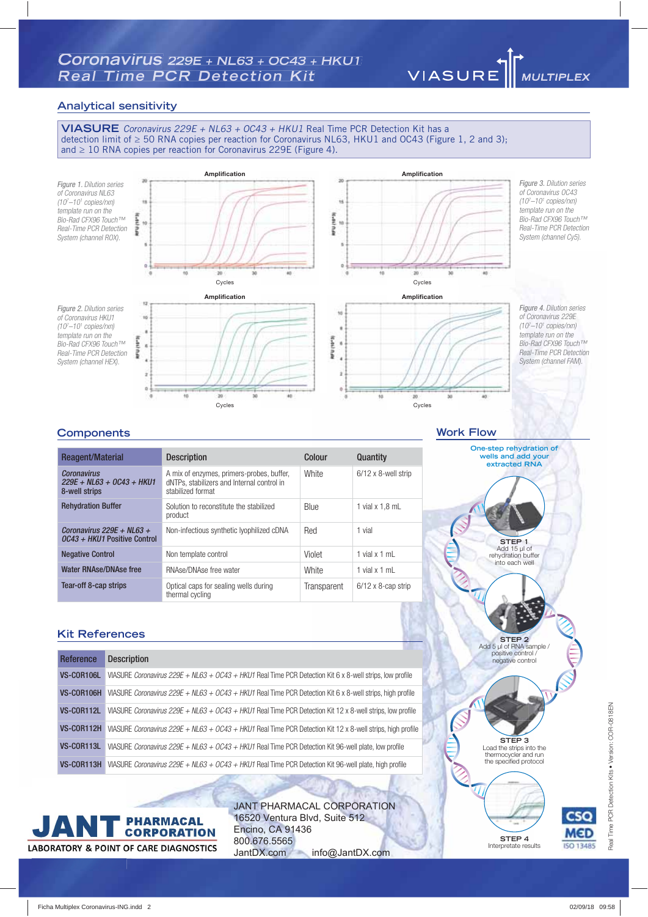# Coronavirus 229E + NL63 + OC43 + HKU1 Real Time PCR Detection Kit

VIASURE MULTIPLEX

## Analytical sensitivity

**VIASURE** *Coronavirus 229E + NL63 + OC43 + HKU1* Real Time PCR Detection Kit has a detection limit of ≥ 50 RNA copies per reaction for Coronavirus NL63, HKU1 and OC43 (Figure 1, 2 and 3); and ≥ 10 RNA copies per reaction for Coronavirus 229E (Figure 4).

Amplification

RFU (10^3)

Cycles

*Figure 1. Dilution series of Coronavirus NL63 ($10^7$–$10^1$ copies/rxn) template run on the Bio-Rad CFX96 Touch™ Real-Time PCR Detection System (channel ROX).*

Amplification

RFU (10^3)

Cycles

*Figure 3. Dilution series of Coronavirus OC43 ($10^7$–$10^1$ copies/rxn) template run on the Bio-Rad CFX96 Touch™ Real-Time PCR Detection System (channel Cy5).*

Amplification

RFU (10^3)

Cycles

*Figure 2. Dilution series of Coronavirus HKU1 ($10^7$–$10^1$ copies/rxn) template run on the Bio-Rad CFX96 Touch™ Real-Time PCR Detection System (channel HEX).*

Amplification

RFU (10^3)

Cycles

*Figure 4. Dilution series of Coronavirus 229E ($10^7$–$10^1$ copies/rxn) template run on the Bio-Rad CFX96 Touch™ Real-Time PCR Detection System (channel FAM).*

## Components

| Reagent/Material | Description | Colour | Quantity |
|---|---|---|---|
| *Coronavirus 229E + NL63 + OC43 + HKU1* 8-well strips | A mix of enzymes, primers-probes, buffer, dNTPs, stabilizers and Internal control in stabilized format | White | 6/12 x 8-well strip |
| Rehydration Buffer | Solution to reconstitute the stabilized product | Blue | 1 vial x 1,8 mL |
| *Coronavirus 229E + NL63 + OC43 + HKU1* Positive Control | Non-infectious synthetic lyophilized cDNA | Red | 1 vial |
| Negative Control | Non template control | Violet | 1 vial x 1 mL |
| Water RNAse/DNAse free | RNAse/DNAse free water | White | 1 vial x 1 mL |
| Tear-off 8-cap strips | Optical caps for sealing wells during thermal cycling | Transparent | 6/12 x 8-cap strip |

## Work Flow

One-step rehydration of wells and add your extracted RNA

**STEP 1**
Add 15 µl of rehydration buffer into each well

**STEP 2**
Add 5 µl of RNA sample / positive control / negative control

**STEP 3**
Load the strips into the thermocycler and run the specified protocol

**STEP 4**
Interpretate results

## Kit References

| Reference | Description |
|---|---|
| VS-COR106L | VIASURE *Coronavirus 229E + NL63 + OC43 + HKU1* Real Time PCR Detection Kit 6 x 8-well strips, low profile |
| VS-COR106H | VIASURE *Coronavirus 229E + NL63 + OC43 + HKU1* Real Time PCR Detection Kit 6 x 8-well strips, high profile |
| VS-COR112L | VIASURE *Coronavirus 229E + NL63 + OC43 + HKU1* Real Time PCR Detection Kit 12 x 8-well strips, low profile |
| VS-COR112H | VIASURE *Coronavirus 229E + NL63 + OC43 + HKU1* Real Time PCR Detection Kit 12 x 8-well strips, high profile |
| VS-COR113L | VIASURE *Coronavirus 229E + NL63 + OC43 + HKU1* Real Time PCR Detection Kit 96-well plate, low profile |
| VS-COR113H | VIASURE *Coronavirus 229E + NL63 + OC43 + HKU1* Real Time PCR Detection Kit 96-well plate, high profile |

JANT PHARMACAL CORPORATION
LABORATORY & POINT OF CARE DIAGNOSTICS

JANT PHARMACAL CORPORATION
16520 Ventura Blvd, Suite 512
Encino, CA 91436
800.676.5565
JantDX.com info@JantDX.com

CSQ MED ISO 13485

Real Time PCR Detection Kits • Version: COR-0818EN